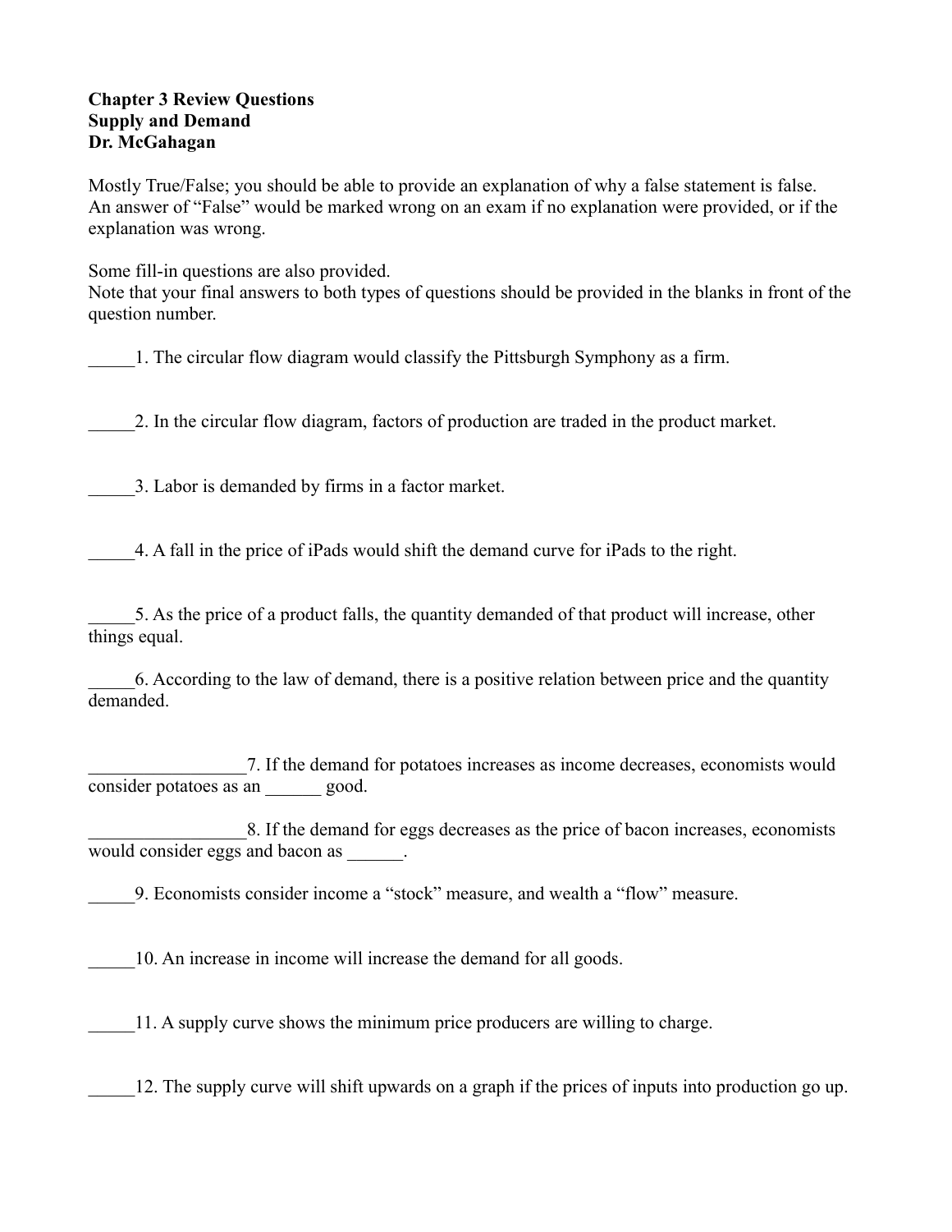**Chapter 3 Review Questions**
**Supply and Demand**
**Dr. McGahagan**

Mostly True/False; you should be able to provide an explanation of why a false statement is false. An answer of "False" would be marked wrong on an exam if no explanation were provided, or if the explanation was wrong.

Some fill-in questions are also provided.
Note that your final answers to both types of questions should be provided in the blanks in front of the question number.

_____1. The circular flow diagram would classify the Pittsburgh Symphony as a firm.

_____2. In the circular flow diagram, factors of production are traded in the product market.

_____3. Labor is demanded by firms in a factor market.

_____4. A fall in the price of iPads would shift the demand curve for iPads to the right.

_____5. As the price of a product falls, the quantity demanded of that product will increase, other things equal.

_____6. According to the law of demand, there is a positive relation between price and the quantity demanded.

_________________7. If the demand for potatoes increases as income decreases, economists would consider potatoes as an ______ good.

_________________8. If the demand for eggs decreases as the price of bacon increases, economists would consider eggs and bacon as ______.

_____9. Economists consider income a "stock" measure, and wealth a "flow" measure.

_____10. An increase in income will increase the demand for all goods.

_____11. A supply curve shows the minimum price producers are willing to charge.

_____12. The supply curve will shift upwards on a graph if the prices of inputs into production go up.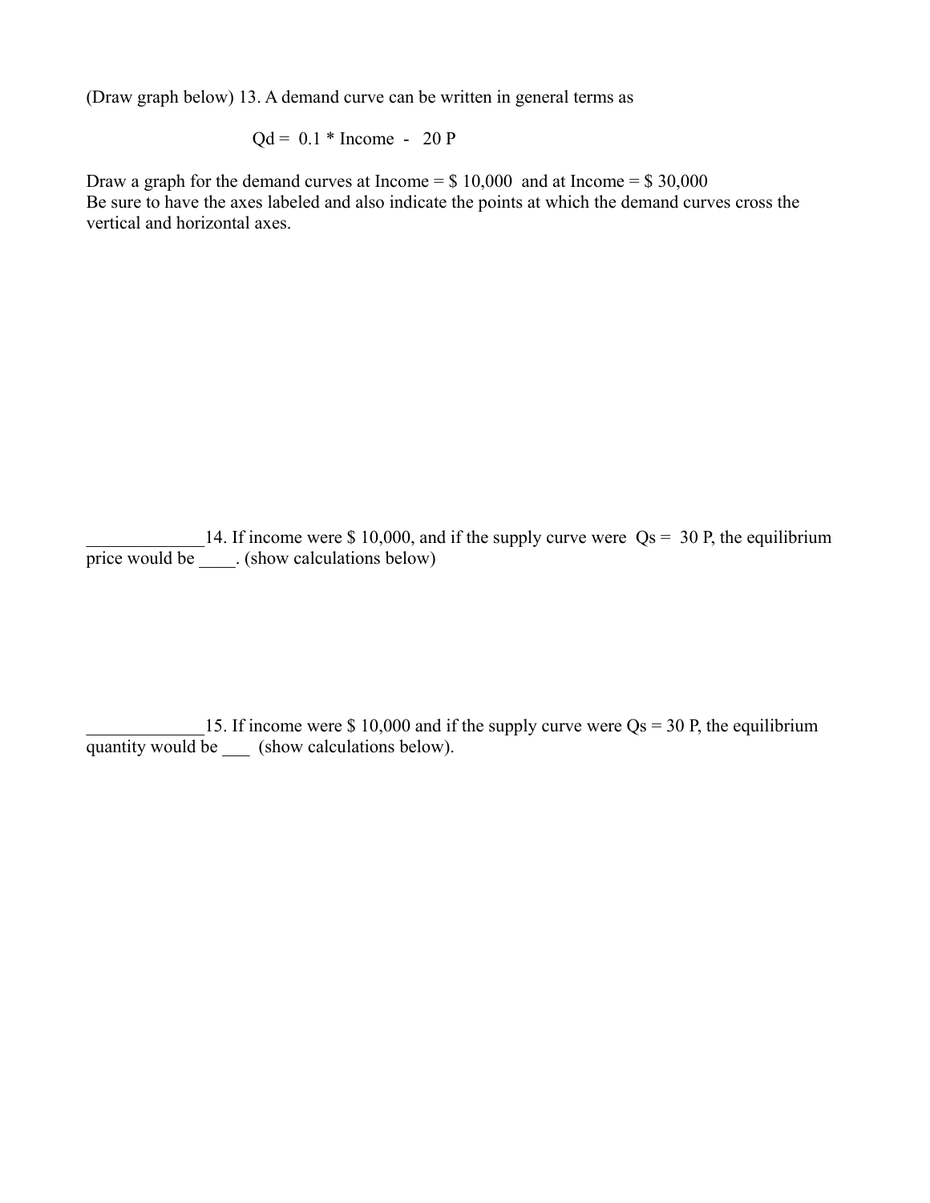(Draw graph below) 13. A demand curve can be written in general terms as

$$Qd = 0.1 * \text{Income} - 20 P$$

Draw a graph for the demand curves at Income = $ 10,000 and at Income = $ 30,000
Be sure to have the axes labeled and also indicate the points at which the demand curves cross the vertical and horizontal axes.

_____________14. If income were $ 10,000, and if the supply curve were $Qs = 30 P$, the equilibrium price would be ____. (show calculations below)

_____________15. If income were $ 10,000 and if the supply curve were $Qs = 30 P$, the equilibrium quantity would be ___ (show calculations below).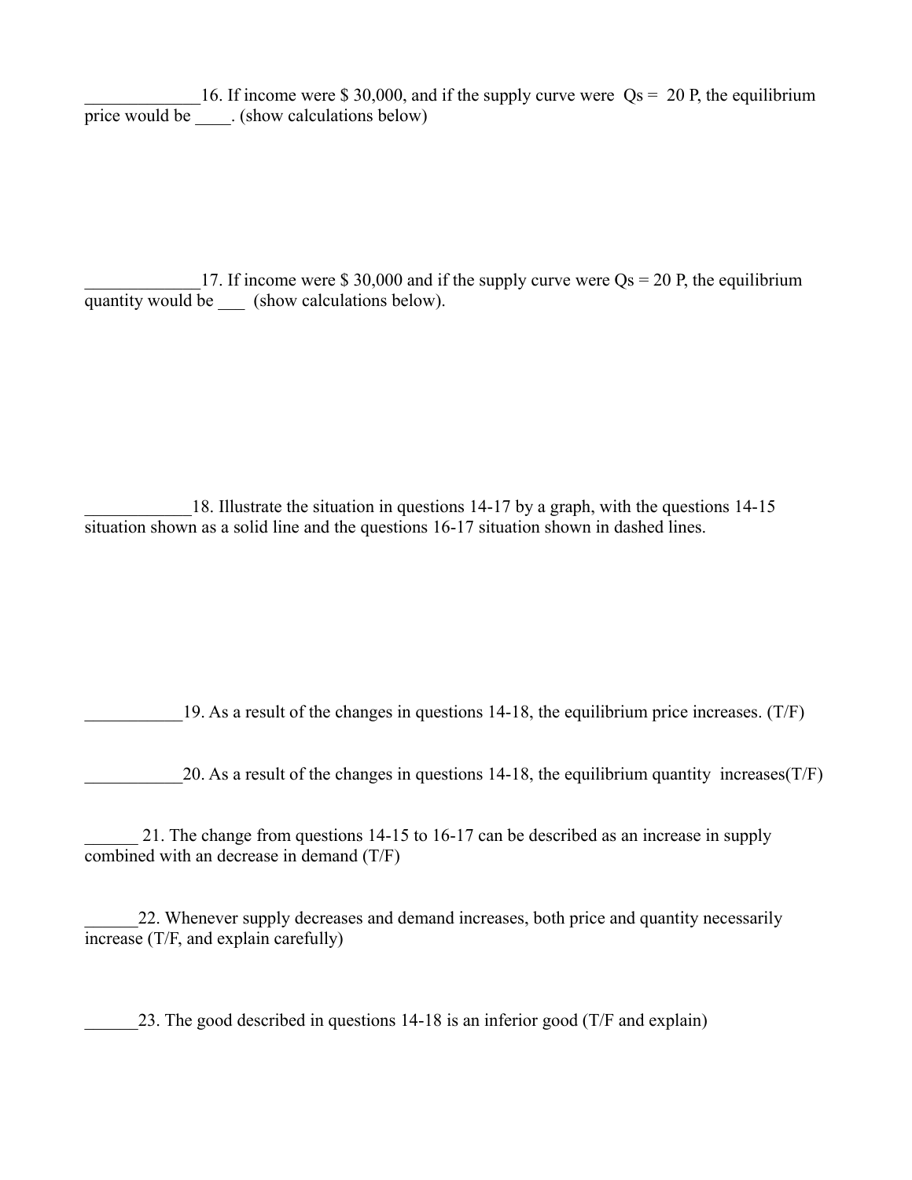_____________16. If income were \$ 30,000, and if the supply curve were $Q_s = 20P$, the equilibrium price would be ____. (show calculations below)

_____________17. If income were \$ 30,000 and if the supply curve were $Q_s = 20P$, the equilibrium quantity would be ___ (show calculations below).

____________18. Illustrate the situation in questions 14-17 by a graph, with the questions 14-15 situation shown as a solid line and the questions 16-17 situation shown in dashed lines.

___________19. As a result of the changes in questions 14-18, the equilibrium price increases. (T/F)

___________20. As a result of the changes in questions 14-18, the equilibrium quantity increases(T/F)

______ 21. The change from questions 14-15 to 16-17 can be described as an increase in supply combined with an decrease in demand (T/F)

______22. Whenever supply decreases and demand increases, both price and quantity necessarily increase (T/F, and explain carefully)

______23. The good described in questions 14-18 is an inferior good (T/F and explain)